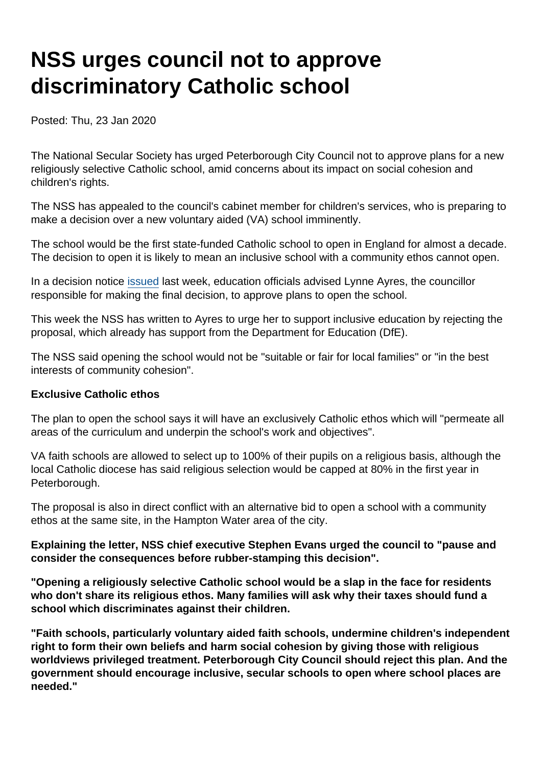# NSS urges council not to approve discriminatory Catholic school

Posted: Thu, 23 Jan 2020

The National Secular Society has urged Peterborough City Council not to approve plans for a new religiously selective Catholic school, amid concerns about its impact on social cohesion and children's rights.

The NSS has appealed to the council's cabinet member for children's services, who is preparing to make a decision over a new voluntary aided (VA) school imminently.

The school would be the first state-funded Catholic school to open in England for almost a decade. The decision to open it is likely to mean an inclusive school with a community ethos cannot open.

In a decision notice issued last week, education officials advised Lynne Ayres, the councillor responsible for making the final decision, to approve plans to open the school.

This week the NSS has written to Ayres to urge her to support inclusive education by rejecting the proposal, which already has support from the Department for Education (DfE).

The NSS said opening the school would not be "suitable or fair for local families" or "in the best interests of community cohesion".

**Exclusive Catholic ethos**

The plan to open the school says it will have an exclusively Catholic ethos which will "permeate all areas of the curriculum and underpin the school's work and objectives".

VA faith schools are allowed to select up to 100% of their pupils on a religious basis, although the local Catholic diocese has said religious selection would be capped at 80% in the first year in Peterborough.

The proposal is also in direct conflict with an alternative bid to open a school with a community ethos at the same site, in the Hampton Water area of the city.

**Explaining the letter, NSS chief executive Stephen Evans urged the council to "pause and consider the consequences before rubber-stamping this decision".**

**"Opening a religiously selective Catholic school would be a slap in the face for residents who don't share its religious ethos. Many families will ask why their taxes should fund a school which discriminates against their children.**

**"Faith schools, particularly voluntary aided faith schools, undermine children's independent right to form their own beliefs and harm social cohesion by giving those with religious worldviews privileged treatment. Peterborough City Council should reject this plan. And the government should encourage inclusive, secular schools to open where school places are needed."**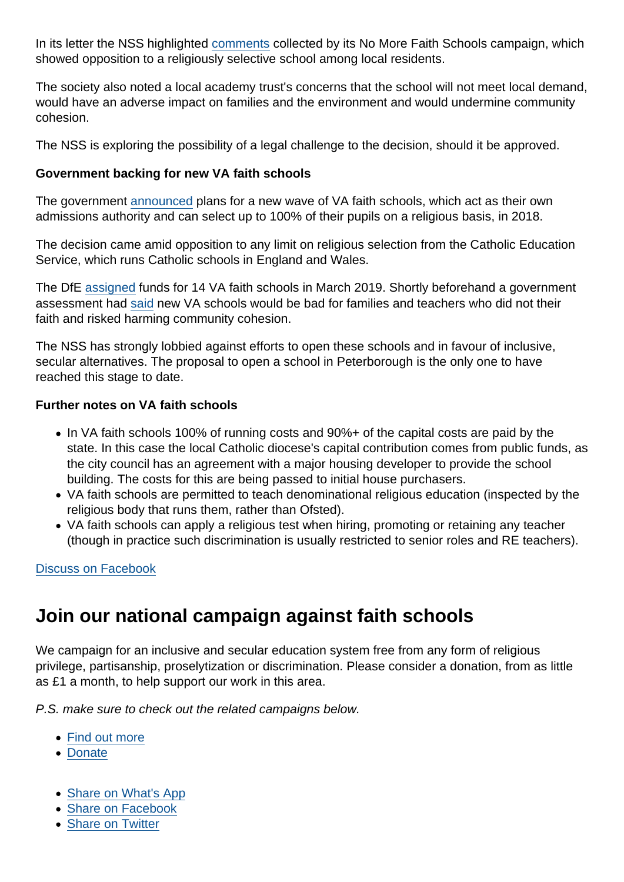In its letter the NSS highlighted comments collected by its No More Faith Schools campaign, which showed opposition to a religiously selective school among local residents.

The society also noted a local academy trust's concerns that the school will not meet local demand, would have an adverse impact on families and the environment and would undermine community cohesion.

The NSS is exploring the possibility of a legal challenge to the decision, should it be approved.

**Government backing for new VA faith schools**

The government announced plans for a new wave of VA faith schools, which act as their own admissions authority and can select up to 100% of their pupils on a religious basis, in 2018.

The decision came amid opposition to any limit on religious selection from the Catholic Education Service, which runs Catholic schools in England and Wales.

The DfE assigned funds for 14 VA faith schools in March 2019. Shortly beforehand a government assessment had said new VA schools would be bad for families and teachers who did not their faith and risked harming community cohesion.

The NSS has strongly lobbied against efforts to open these schools and in favour of inclusive, secular alternatives. The proposal to open a school in Peterborough is the only one to have reached this stage to date.

**Further notes on VA faith schools**

- In VA faith schools 100% of running costs and 90%+ of the capital costs are paid by the state. In this case the local Catholic diocese's capital contribution comes from public funds, as the city council has an agreement with a major housing developer to provide the school building. The costs for this are being passed to initial house purchasers.
- VA faith schools are permitted to teach denominational religious education (inspected by the religious body that runs them, rather than Ofsted).
- VA faith schools can apply a religious test when hiring, promoting or retaining any teacher (though in practice such discrimination is usually restricted to senior roles and RE teachers).

Discuss on Facebook

## Join our national campaign against faith schools

We campaign for an inclusive and secular education system free from any form of religious privilege, partisanship, proselytization or discrimination. Please consider a donation, from as little as £1 a month, to help support our work in this area.

*P.S. make sure to check out the related campaigns below.*

- Find out more
- Donate

- Share on What's App
- Share on Facebook
- Share on Twitter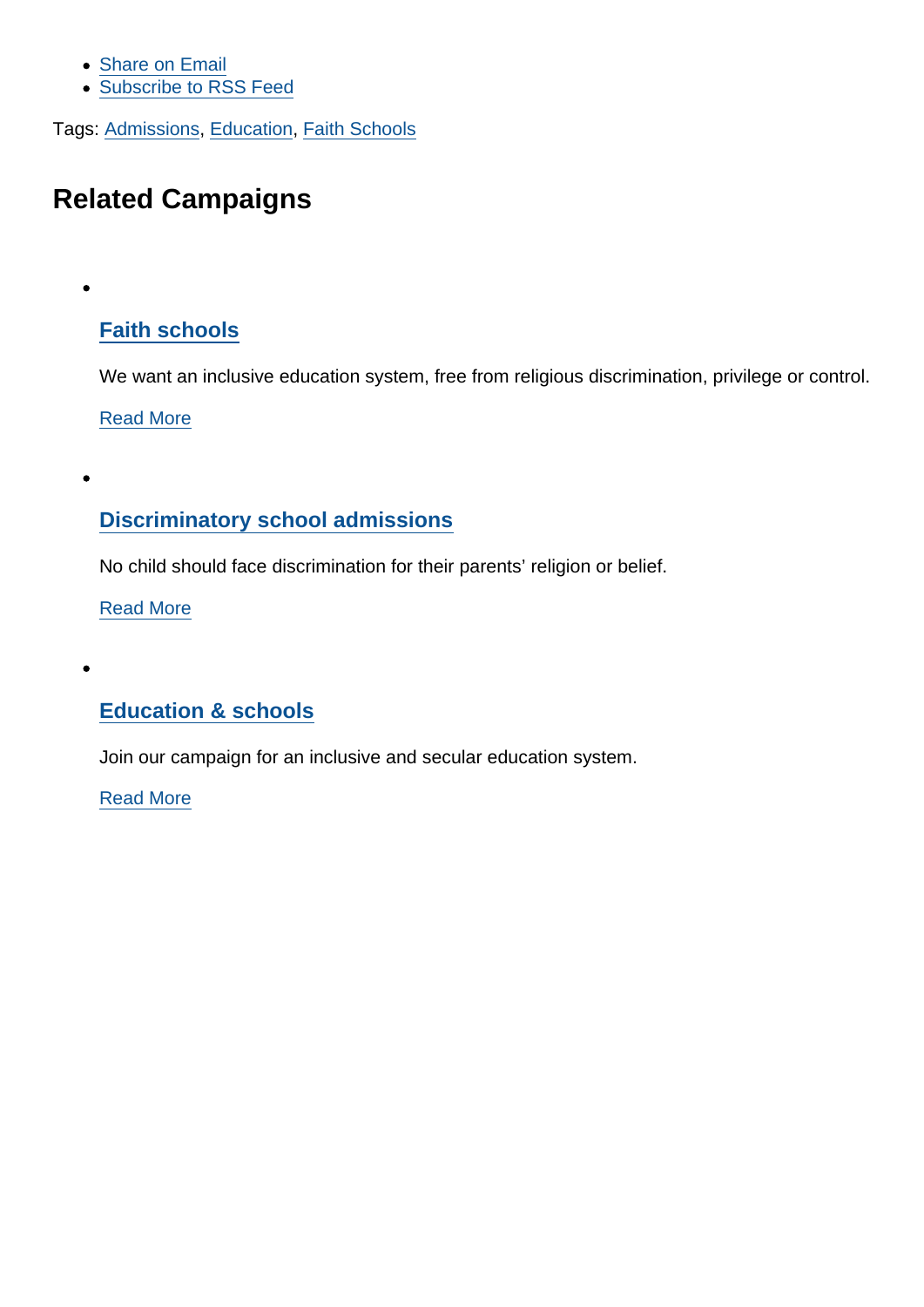- Share on Email
- Subscribe to RSS Feed

Tags: Admissions, Education, Faith Schools

## Related Campaigns

- ### Faith schools

  We want an inclusive education system, free from religious discrimination, privilege or control.

  Read More

- ### Discriminatory school admissions

  No child should face discrimination for their parents' religion or belief.

  Read More

- ### Education & schools

  Join our campaign for an inclusive and secular education system.

  Read More